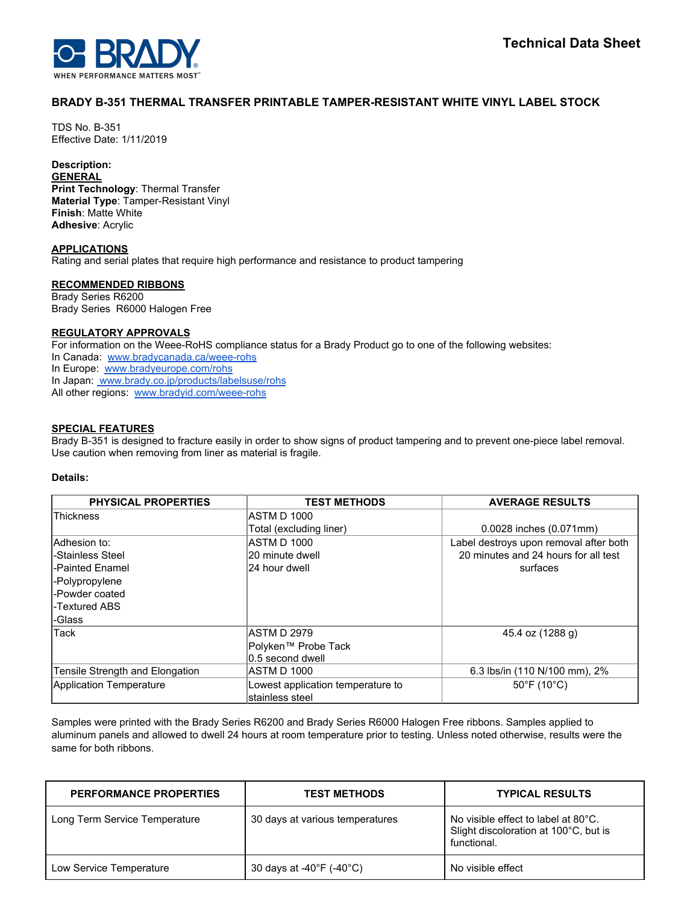**Technical Data Sheet**

# BRADY B-351 THERMAL TRANSFER PRINTABLE TAMPER-RESISTANT WHITE VINYL LABEL STOCK

TDS No. B-351
Effective Date: 1/11/2019

**Description:**

**GENERAL**
**Print Technology**: Thermal Transfer
**Material Type**: Tamper-Resistant Vinyl
**Finish**: Matte White
**Adhesive**: Acrylic

**APPLICATIONS**
Rating and serial plates that require high performance and resistance to product tampering

**RECOMMENDED RIBBONS**
Brady Series R6200
Brady Series R6000 Halogen Free

**REGULATORY APPROVALS**
For information on the Weee-RoHS compliance status for a Brady Product go to one of the following websites:
In Canada: www.bradycanada.ca/weee-rohs
In Europe: www.bradyeurope.com/rohs
In Japan: www.brady.co.jp/products/labelsuse/rohs
All other regions: www.bradyid.com/weee-rohs

**SPECIAL FEATURES**
Brady B-351 is designed to fracture easily in order to show signs of product tampering and to prevent one-piece label removal. Use caution when removing from liner as material is fragile.

**Details:**

| PHYSICAL PROPERTIES | TEST METHODS | AVERAGE RESULTS |
|---|---|---|
| Thickness | ASTM D 1000<br>Total (excluding liner) | 0.0028 inches (0.071mm) |
| Adhesion to:<br>-Stainless Steel<br>-Painted Enamel<br>-Polypropylene<br>-Powder coated<br>-Textured ABS<br>-Glass | ASTM D 1000<br>20 minute dwell<br>24 hour dwell | Label destroys upon removal after both 20 minutes and 24 hours for all test surfaces |
| Tack | ASTM D 2979<br>Polyken™ Probe Tack<br>0.5 second dwell | 45.4 oz (1288 g) |
| Tensile Strength and Elongation | ASTM D 1000 | 6.3 lbs/in (110 N/100 mm), 2% |
| Application Temperature | Lowest application temperature to stainless steel | 50°F (10°C) |

Samples were printed with the Brady Series R6200 and Brady Series R6000 Halogen Free ribbons. Samples applied to aluminum panels and allowed to dwell 24 hours at room temperature prior to testing. Unless noted otherwise, results were the same for both ribbons.

| PERFORMANCE PROPERTIES | TEST METHODS | TYPICAL RESULTS |
|---|---|---|
| Long Term Service Temperature | 30 days at various temperatures | No visible effect to label at 80°C. Slight discoloration at 100°C, but is functional. |
| Low Service Temperature | 30 days at -40°F (-40°C) | No visible effect |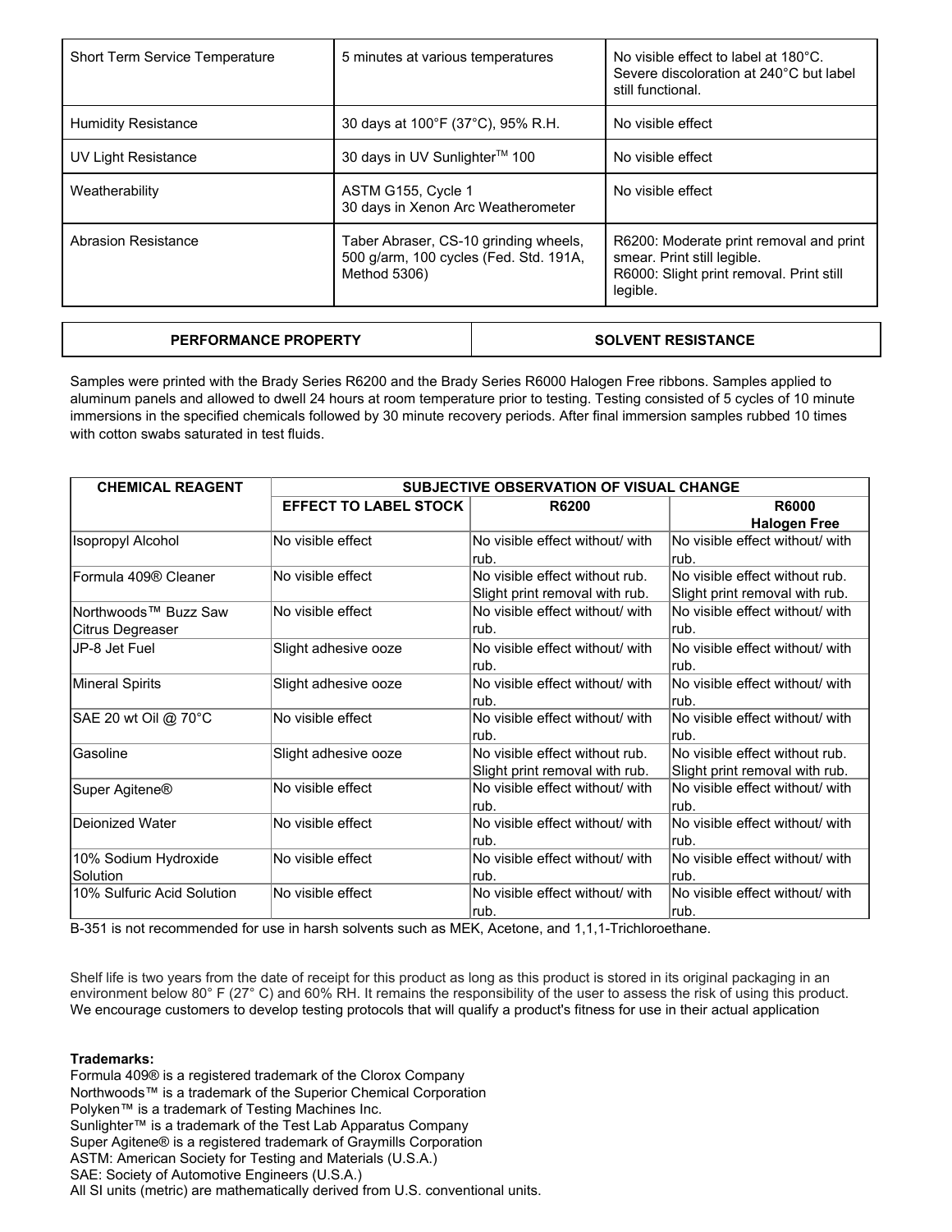| | | |
|---|---|---|
| Short Term Service Temperature | 5 minutes at various temperatures | No visible effect to label at 180°C. Severe discoloration at 240°C but label still functional. |
| Humidity Resistance | 30 days at 100°F (37°C), 95% R.H. | No visible effect |
| UV Light Resistance | 30 days in UV Sunlighter™ 100 | No visible effect |
| Weatherability | ASTM G155, Cycle 1<br>30 days in Xenon Arc Weatherometer | No visible effect |
| Abrasion Resistance | Taber Abraser, CS-10 grinding wheels, 500 g/arm, 100 cycles (Fed. Std. 191A, Method 5306) | R6200: Moderate print removal and print smear. Print still legible.<br>R6000: Slight print removal. Print still legible. |

| PERFORMANCE PROPERTY | SOLVENT RESISTANCE |
|---|---|

Samples were printed with the Brady Series R6200 and the Brady Series R6000 Halogen Free ribbons. Samples applied to aluminum panels and allowed to dwell 24 hours at room temperature prior to testing. Testing consisted of 5 cycles of 10 minute immersions in the specified chemicals followed by 30 minute recovery periods. After final immersion samples rubbed 10 times with cotton swabs saturated in test fluids.

| CHEMICAL REAGENT | SUBJECTIVE OBSERVATION OF VISUAL CHANGE | | |
|---|---|---|---|
| | EFFECT TO LABEL STOCK | R6200 | R6000 Halogen Free |
| Isopropyl Alcohol | No visible effect | No visible effect without/ with rub. | No visible effect without/ with rub. |
| Formula 409® Cleaner | No visible effect | No visible effect without rub. Slight print removal with rub. | No visible effect without rub. Slight print removal with rub. |
| Northwoods™ Buzz Saw Citrus Degreaser | No visible effect | No visible effect without/ with rub. | No visible effect without/ with rub. |
| JP-8 Jet Fuel | Slight adhesive ooze | No visible effect without/ with rub. | No visible effect without/ with rub. |
| Mineral Spirits | Slight adhesive ooze | No visible effect without/ with rub. | No visible effect without/ with rub. |
| SAE 20 wt Oil @ 70°C | No visible effect | No visible effect without/ with rub. | No visible effect without/ with rub. |
| Gasoline | Slight adhesive ooze | No visible effect without rub. Slight print removal with rub. | No visible effect without rub. Slight print removal with rub. |
| Super Agitene® | No visible effect | No visible effect without/ with rub. | No visible effect without/ with rub. |
| Deionized Water | No visible effect | No visible effect without/ with rub. | No visible effect without/ with rub. |
| 10% Sodium Hydroxide Solution | No visible effect | No visible effect without/ with rub. | No visible effect without/ with rub. |
| 10% Sulfuric Acid Solution | No visible effect | No visible effect without/ with rub. | No visible effect without/ with rub. |

B-351 is not recommended for use in harsh solvents such as MEK, Acetone, and 1,1,1-Trichloroethane.

Shelf life is two years from the date of receipt for this product as long as this product is stored in its original packaging in an environment below 80° F (27° C) and 60% RH. It remains the responsibility of the user to assess the risk of using this product. We encourage customers to develop testing protocols that will qualify a product's fitness for use in their actual application

**Trademarks:**
Formula 409® is a registered trademark of the Clorox Company
Northwoods™ is a trademark of the Superior Chemical Corporation
Polyken™ is a trademark of Testing Machines Inc.
Sunlighter™ is a trademark of the Test Lab Apparatus Company
Super Agitene® is a registered trademark of Graymills Corporation
ASTM: American Society for Testing and Materials (U.S.A.)
SAE: Society of Automotive Engineers (U.S.A.)
All SI units (metric) are mathematically derived from U.S. conventional units.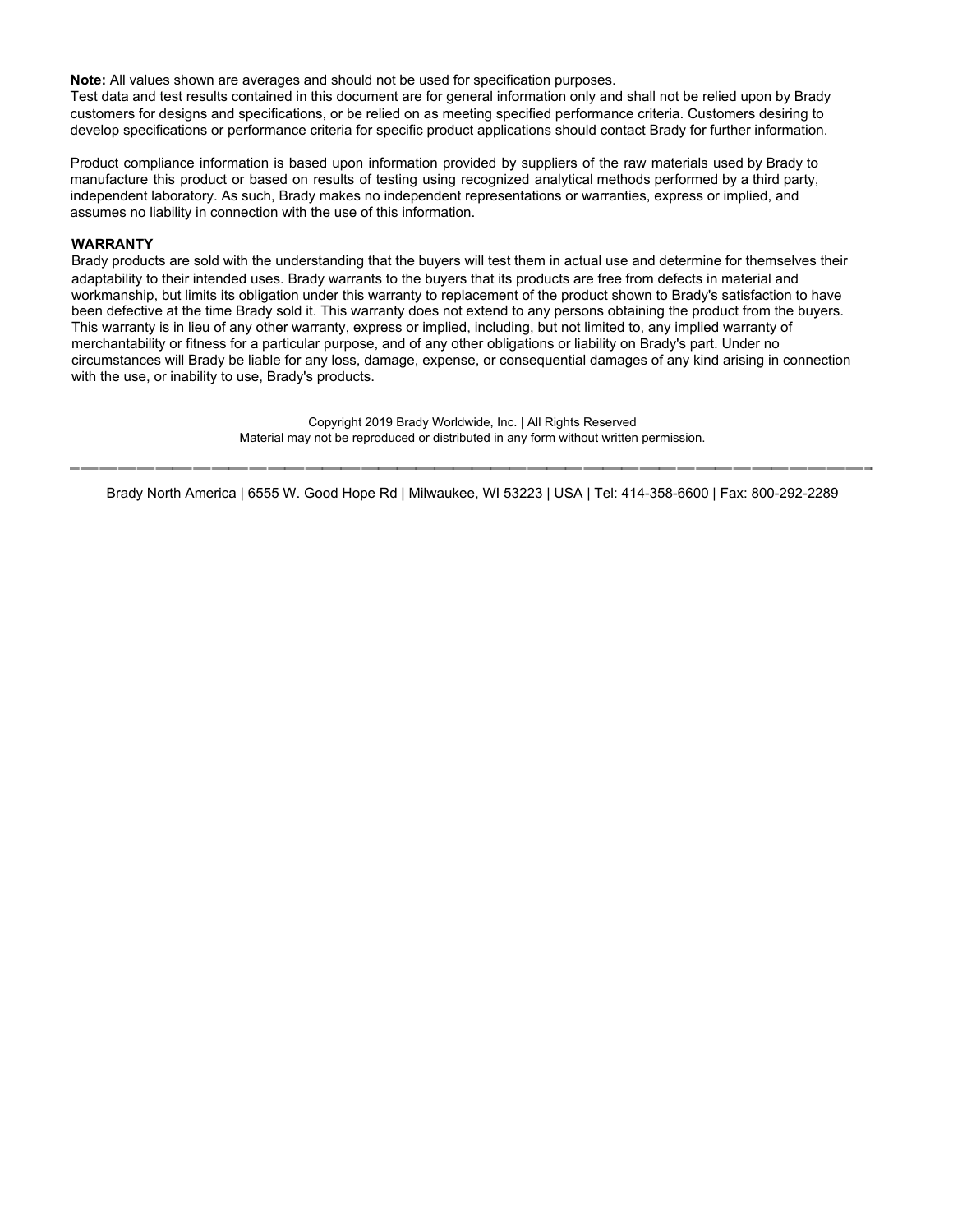**Note:** All values shown are averages and should not be used for specification purposes.
Test data and test results contained in this document are for general information only and shall not be relied upon by Brady customers for designs and specifications, or be relied on as meeting specified performance criteria. Customers desiring to develop specifications or performance criteria for specific product applications should contact Brady for further information.

Product compliance information is based upon information provided by suppliers of the raw materials used by Brady to manufacture this product or based on results of testing using recognized analytical methods performed by a third party, independent laboratory. As such, Brady makes no independent representations or warranties, express or implied, and assumes no liability in connection with the use of this information.

**WARRANTY**

Brady products are sold with the understanding that the buyers will test them in actual use and determine for themselves their adaptability to their intended uses. Brady warrants to the buyers that its products are free from defects in material and workmanship, but limits its obligation under this warranty to replacement of the product shown to Brady's satisfaction to have been defective at the time Brady sold it. This warranty does not extend to any persons obtaining the product from the buyers. This warranty is in lieu of any other warranty, express or implied, including, but not limited to, any implied warranty of merchantability or fitness for a particular purpose, and of any other obligations or liability on Brady's part. Under no circumstances will Brady be liable for any loss, damage, expense, or consequential damages of any kind arising in connection with the use, or inability to use, Brady's products.

Copyright 2019 Brady Worldwide, Inc. | All Rights Reserved
Material may not be reproduced or distributed in any form without written permission.

---

Brady North America | 6555 W. Good Hope Rd | Milwaukee, WI 53223 | USA | Tel: 414-358-6600 | Fax: 800-292-2289